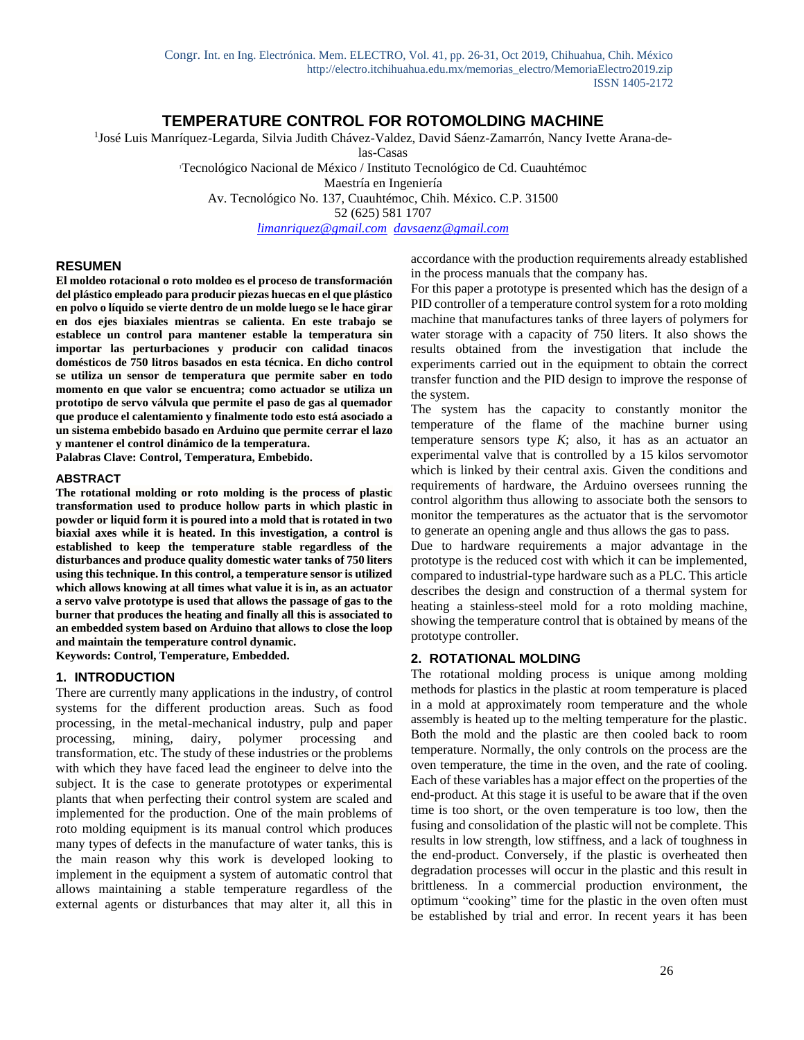# TEMPERATURE CONTROL FOR ROTOMOLDING MACHINE

José Luis Manríquez-Legarda[1], Silvia Judith Chávez-Valdez, David Sáenz-Zamarrón, Nancy Ivette Arana-de-las-Casas

[1]Tecnológico Nacional de México / Instituto Tecnológico de Cd. Cuauhtémoc
Maestría en Ingeniería
Av. Tecnológico No. 137, Cuauhtémoc, Chih. México. C.P. 31500
52 (625) 581 1707
limanriquez@gmail.com davsaenz@gmail.com

## RESUMEN

**El moldeo rotacional o roto moldeo es el proceso de transformación del plástico empleado para producir piezas huecas en el que plástico en polvo o líquido se vierte dentro de un molde luego se le hace girar en dos ejes biaxiales mientras se calienta. En este trabajo se establece un control para mantener estable la temperatura sin importar las perturbaciones y producir con calidad tinacos domésticos de 750 litros basados en esta técnica. En dicho control se utiliza un sensor de temperatura que permite saber en todo momento en que valor se encuentra; como actuador se utiliza un prototipo de servo válvula que permite el paso de gas al quemador que produce el calentamiento y finalmente todo esto está asociado a un sistema embebido basado en Arduino que permite cerrar el lazo y mantener el control dinámico de la temperatura.**

**Palabras Clave: Control, Temperatura, Embebido.**

## ABSTRACT

**The rotational molding or roto molding is the process of plastic transformation used to produce hollow parts in which plastic in powder or liquid form it is poured into a mold that is rotated in two biaxial axes while it is heated. In this investigation, a control is established to keep the temperature stable regardless of the disturbances and produce quality domestic water tanks of 750 liters using this technique. In this control, a temperature sensor is utilized which allows knowing at all times what value it is in, as an actuator a servo valve prototype is used that allows the passage of gas to the burner that produces the heating and finally all this is associated to an embedded system based on Arduino that allows to close the loop and maintain the temperature control dynamic.**

**Keywords: Control, Temperature, Embedded.**

## 1. INTRODUCTION

There are currently many applications in the industry, of control systems for the different production areas. Such as food processing, in the metal-mechanical industry, pulp and paper processing, mining, dairy, polymer processing and transformation, etc. The study of these industries or the problems with which they have faced lead the engineer to delve into the subject. It is the case to generate prototypes or experimental plants that when perfecting their control system are scaled and implemented for the production. One of the main problems of roto molding equipment is its manual control which produces many types of defects in the manufacture of water tanks, this is the main reason why this work is developed looking to implement in the equipment a system of automatic control that allows maintaining a stable temperature regardless of the external agents or disturbances that may alter it, all this in accordance with the production requirements already established in the process manuals that the company has.

For this paper a prototype is presented which has the design of a PID controller of a temperature control system for a roto molding machine that manufactures tanks of three layers of polymers for water storage with a capacity of 750 liters. It also shows the results obtained from the investigation that include the experiments carried out in the equipment to obtain the correct transfer function and the PID design to improve the response of the system.

The system has the capacity to constantly monitor the temperature of the flame of the machine burner using temperature sensors type *K*; also, it has as an actuator an experimental valve that is controlled by a 15 kilos servomotor which is linked by their central axis. Given the conditions and requirements of hardware, the Arduino oversees running the control algorithm thus allowing to associate both the sensors to monitor the temperatures as the actuator that is the servomotor to generate an opening angle and thus allows the gas to pass.

Due to hardware requirements a major advantage in the prototype is the reduced cost with which it can be implemented, compared to industrial-type hardware such as a PLC. This article describes the design and construction of a thermal system for heating a stainless-steel mold for a roto molding machine, showing the temperature control that is obtained by means of the prototype controller.

## 2. ROTATIONAL MOLDING

The rotational molding process is unique among molding methods for plastics in the plastic at room temperature is placed in a mold at approximately room temperature and the whole assembly is heated up to the melting temperature for the plastic. Both the mold and the plastic are then cooled back to room temperature. Normally, the only controls on the process are the oven temperature, the time in the oven, and the rate of cooling. Each of these variables has a major effect on the properties of the end-product. At this stage it is useful to be aware that if the oven time is too short, or the oven temperature is too low, then the fusing and consolidation of the plastic will not be complete. This results in low strength, low stiffness, and a lack of toughness in the end-product. Conversely, if the plastic is overheated then degradation processes will occur in the plastic and this result in brittleness. In a commercial production environment, the optimum "cooking" time for the plastic in the oven often must be established by trial and error. In recent years it has been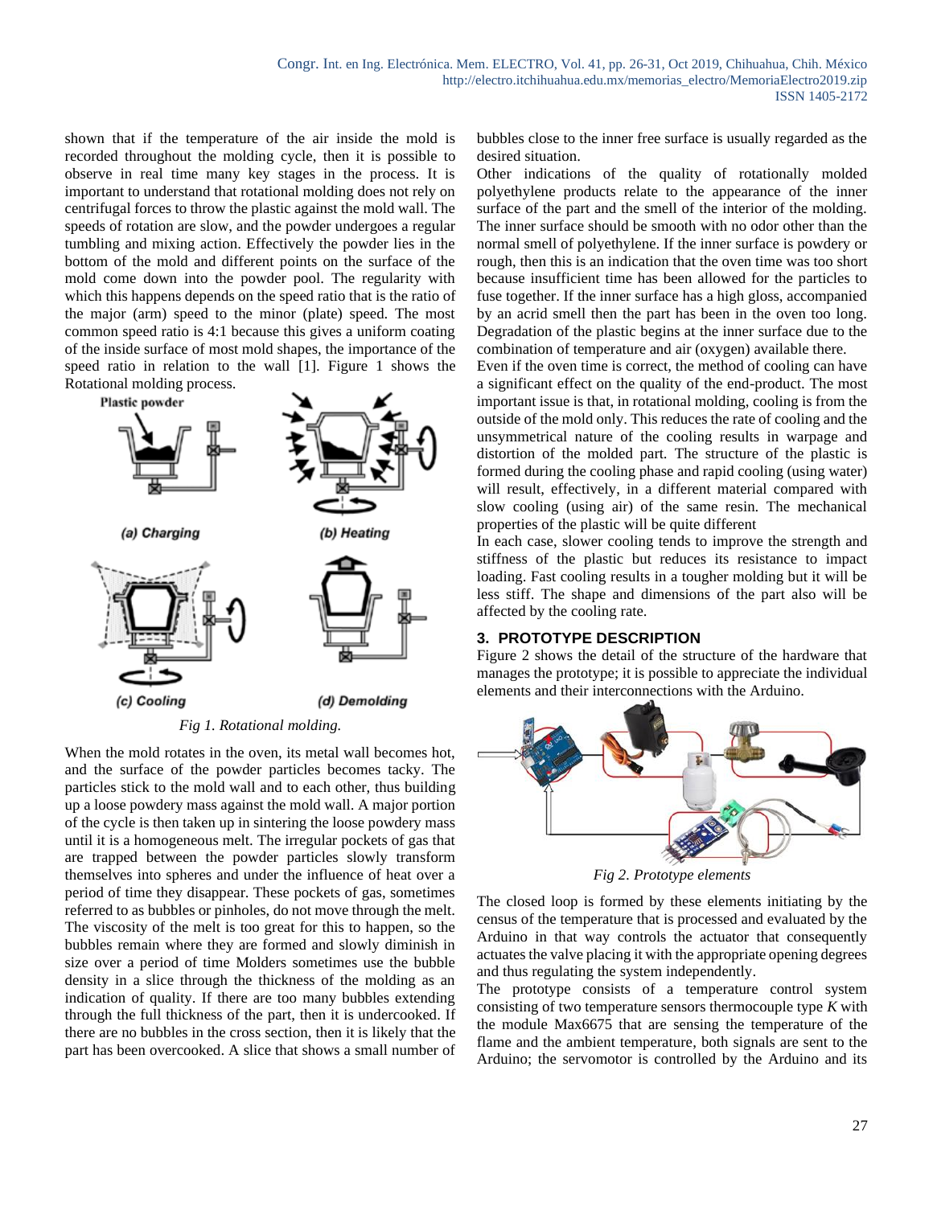shown that if the temperature of the air inside the mold is recorded throughout the molding cycle, then it is possible to observe in real time many key stages in the process. It is important to understand that rotational molding does not rely on centrifugal forces to throw the plastic against the mold wall. The speeds of rotation are slow, and the powder undergoes a regular tumbling and mixing action. Effectively the powder lies in the bottom of the mold and different points on the surface of the mold come down into the powder pool. The regularity with which this happens depends on the speed ratio that is the ratio of the major (arm) speed to the minor (plate) speed. The most common speed ratio is 4:1 because this gives a uniform coating of the inside surface of most mold shapes, the importance of the speed ratio in relation to the wall [1]. Figure 1 shows the Rotational molding process.

Plastic powder

(a) Charging

(b) Heating

(c) Cooling

(d) Demolding

*Fig 1. Rotational molding.*

When the mold rotates in the oven, its metal wall becomes hot, and the surface of the powder particles becomes tacky. The particles stick to the mold wall and to each other, thus building up a loose powdery mass against the mold wall. A major portion of the cycle is then taken up in sintering the loose powdery mass until it is a homogeneous melt. The irregular pockets of gas that are trapped between the powder particles slowly transform themselves into spheres and under the influence of heat over a period of time they disappear. These pockets of gas, sometimes referred to as bubbles or pinholes, do not move through the melt. The viscosity of the melt is too great for this to happen, so the bubbles remain where they are formed and slowly diminish in size over a period of time Molders sometimes use the bubble density in a slice through the thickness of the molding as an indication of quality. If there are too many bubbles extending through the full thickness of the part, then it is undercooked. If there are no bubbles in the cross section, then it is likely that the part has been overcooked. A slice that shows a small number of bubbles close to the inner free surface is usually regarded as the desired situation.

Other indications of the quality of rotationally molded polyethylene products relate to the appearance of the inner surface of the part and the smell of the interior of the molding. The inner surface should be smooth with no odor other than the normal smell of polyethylene. If the inner surface is powdery or rough, then this is an indication that the oven time was too short because insufficient time has been allowed for the particles to fuse together. If the inner surface has a high gloss, accompanied by an acrid smell then the part has been in the oven too long. Degradation of the plastic begins at the inner surface due to the combination of temperature and air (oxygen) available there.

Even if the oven time is correct, the method of cooling can have a significant effect on the quality of the end-product. The most important issue is that, in rotational molding, cooling is from the outside of the mold only. This reduces the rate of cooling and the unsymmetrical nature of the cooling results in warpage and distortion of the molded part. The structure of the plastic is formed during the cooling phase and rapid cooling (using water) will result, effectively, in a different material compared with slow cooling (using air) of the same resin. The mechanical properties of the plastic will be quite different

In each case, slower cooling tends to improve the strength and stiffness of the plastic but reduces its resistance to impact loading. Fast cooling results in a tougher molding but it will be less stiff. The shape and dimensions of the part also will be affected by the cooling rate.

## 3. PROTOTYPE DESCRIPTION

Figure 2 shows the detail of the structure of the hardware that manages the prototype; it is possible to appreciate the individual elements and their interconnections with the Arduino.

*Fig 2. Prototype elements*

The closed loop is formed by these elements initiating by the census of the temperature that is processed and evaluated by the Arduino in that way controls the actuator that consequently actuates the valve placing it with the appropriate opening degrees and thus regulating the system independently.

The prototype consists of a temperature control system consisting of two temperature sensors thermocouple type *K* with the module Max6675 that are sensing the temperature of the flame and the ambient temperature, both signals are sent to the Arduino; the servomotor is controlled by the Arduino and its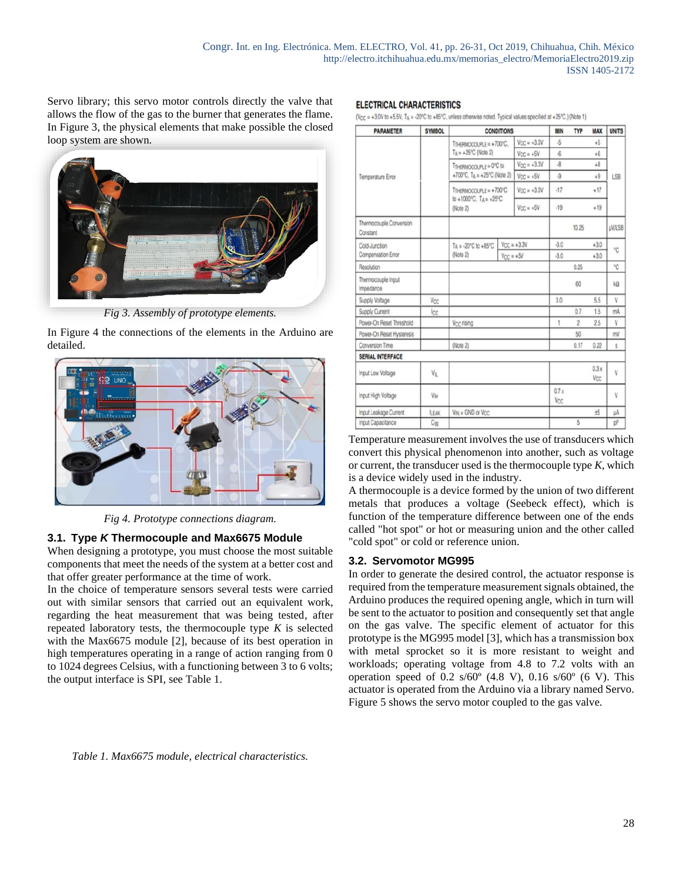Servo library; this servo motor controls directly the valve that allows the flow of the gas to the burner that generates the flame. In Figure 3, the physical elements that make possible the closed loop system are shown.

*Fig 3. Assembly of prototype elements.*

In Figure 4 the connections of the elements in the Arduino are detailed.

*Fig 4. Prototype connections diagram.*

### 3.1. Type *K* Thermocouple and Max6675 Module

When designing a prototype, you must choose the most suitable components that meet the needs of the system at a better cost and that offer greater performance at the time of work.

In the choice of temperature sensors several tests were carried out with similar sensors that carried out an equivalent work, regarding the heat measurement that was being tested, after repeated laboratory tests, the thermocouple type *K* is selected with the Max6675 module [2], because of its best operation in high temperatures operating in a range of action ranging from 0 to 1024 degrees Celsius, with a functioning between 3 to 6 volts; the output interface is SPI, see Table 1.

**ELECTRICAL CHARACTERISTICS**

($V_{CC}$ = +3.0V to +5.5V, $T_A$ = -20°C to +85°C, unless otherwise noted. Typical values specified at +25°C.) (Note 1)

| PARAMETER | SYMBOL | CONDITIONS | | MIN | TYP | MAX | UNITS |
|---|---|---|---|---|---|---|---|
| Temperature Error | | $T_{THERMOCOUPLE}$ = +700°C, $T_A$ = +25°C (Note 2) | $V_{CC}$ = +3.3V | -5 | | +5 | LSB |
| | | | $V_{CC}$ = +5V | -6 | | +6 | |
| | | $T_{THERMOCOUPLE}$ = 0°C to +700°C, $T_A$ = +25°C (Note 2) | $V_{CC}$ = +3.3V | -8 | | +8 | |
| | | | $V_{CC}$ = +5V | -9 | | +9 | |
| | | $T_{THERMOCOUPLE}$ = +700°C to +1000°C, $T_A$ = +25°C (Note 2) | $V_{CC}$ = +3.3V | -17 | | +17 | |
| | | | $V_{CC}$ = +5V | -19 | | +19 | |
| Thermocouple Conversion Constant | | | | | 10.25 | | µV/LSB |
| Cold-Junction Compensation Error | | $T_A$ = -20°C to +85°C (Note 2) | $V_{CC}$ = +3.3V | -3.0 | | +3.0 | °C |
| | | | $V_{CC}$ = +5V | -3.0 | | +3.0 | |
| Resolution | | | | | 0.25 | | °C |
| Thermocouple Input Impedance | | | | | 60 | | kΩ |
| Supply Voltage | $V_{CC}$ | | | 3.0 | | 5.5 | V |
| Supply Current | $I_{CC}$ | | | | 0.7 | 1.5 | mA |
| Power-On Reset Threshold | | $V_{CC}$ rising | | 1 | 2 | 2.5 | V |
| Power-On Reset Hysteresis | | | | | 50 | | mV |
| Conversion Time | | (Note 2) | | | 0.17 | 0.22 | s |
| **SERIAL INTERFACE** | | | | | | | |
| Input Low Voltage | $V_{IL}$ | | | | | 0.3 x $V_{CC}$ | V |
| Input High Voltage | $V_{IH}$ | | | 0.7 x $V_{CC}$ | | | V |
| Input Leakage Current | $I_{LEAK}$ | $V_{IN}$ = GND or $V_{CC}$ | | | | ±5 | µA |
| Input Capacitance | $C_{IN}$ | | | | 5 | | pF |

*Table 1. Max6675 module, electrical characteristics.*

Temperature measurement involves the use of transducers which convert this physical phenomenon into another, such as voltage or current, the transducer used is the thermocouple type *K*, which is a device widely used in the industry.

A thermocouple is a device formed by the union of two different metals that produces a voltage (Seebeck effect), which is function of the temperature difference between one of the ends called "hot spot" or hot or measuring union and the other called "cold spot" or cold or reference union.

### 3.2. Servomotor MG995

In order to generate the desired control, the actuator response is required from the temperature measurement signals obtained, the Arduino produces the required opening angle, which in turn will be sent to the actuator to position and consequently set that angle on the gas valve. The specific element of actuator for this prototype is the MG995 model [3], which has a transmission box with metal sprocket so it is more resistant to weight and workloads; operating voltage from 4.8 to 7.2 volts with an operation speed of 0.2 s/60º (4.8 V), 0.16 s/60º (6 V). This actuator is operated from the Arduino via a library named Servo. Figure 5 shows the servo motor coupled to the gas valve.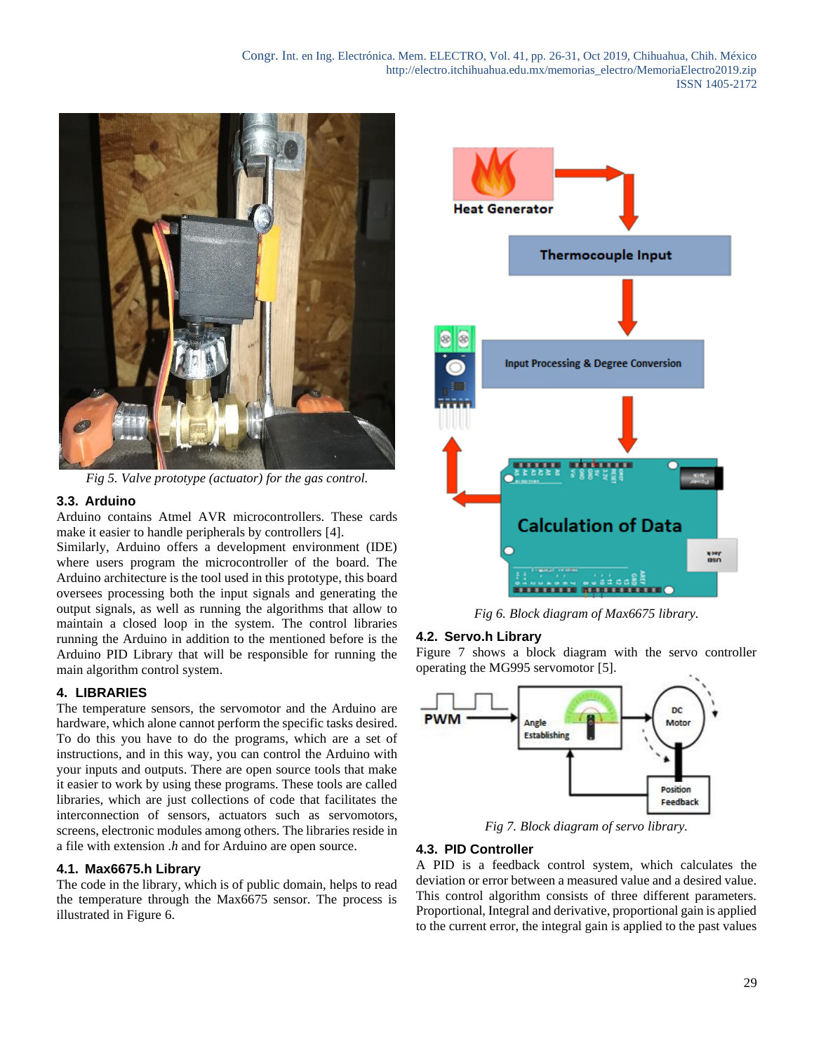*Fig 5. Valve prototype (actuator) for the gas control.*

### 3.3. Arduino

Arduino contains Atmel AVR microcontrollers. These cards make it easier to handle peripherals by controllers [4].
Similarly, Arduino offers a development environment (IDE) where users program the microcontroller of the board. The Arduino architecture is the tool used in this prototype, this board oversees processing both the input signals and generating the output signals, as well as running the algorithms that allow to maintain a closed loop in the system. The control libraries running the Arduino in addition to the mentioned before is the Arduino PID Library that will be responsible for running the main algorithm control system.

## 4. LIBRARIES

The temperature sensors, the servomotor and the Arduino are hardware, which alone cannot perform the specific tasks desired. To do this you have to do the programs, which are a set of instructions, and in this way, you can control the Arduino with your inputs and outputs. There are open source tools that make it easier to work by using these programs. These tools are called libraries, which are just collections of code that facilitates the interconnection of sensors, actuators such as servomotors, screens, electronic modules among others. The libraries reside in a file with extension *.h* and for Arduino are open source.

### 4.1. Max6675.h Library

The code in the library, which is of public domain, helps to read the temperature through the Max6675 sensor. The process is illustrated in Figure 6.

*Fig 6. Block diagram of Max6675 library.*

### 4.2. Servo.h Library

Figure 7 shows a block diagram with the servo controller operating the MG995 servomotor [5].

*Fig 7. Block diagram of servo library.*

### 4.3. PID Controller

A PID is a feedback control system, which calculates the deviation or error between a measured value and a desired value. This control algorithm consists of three different parameters. Proportional, Integral and derivative, proportional gain is applied to the current error, the integral gain is applied to the past values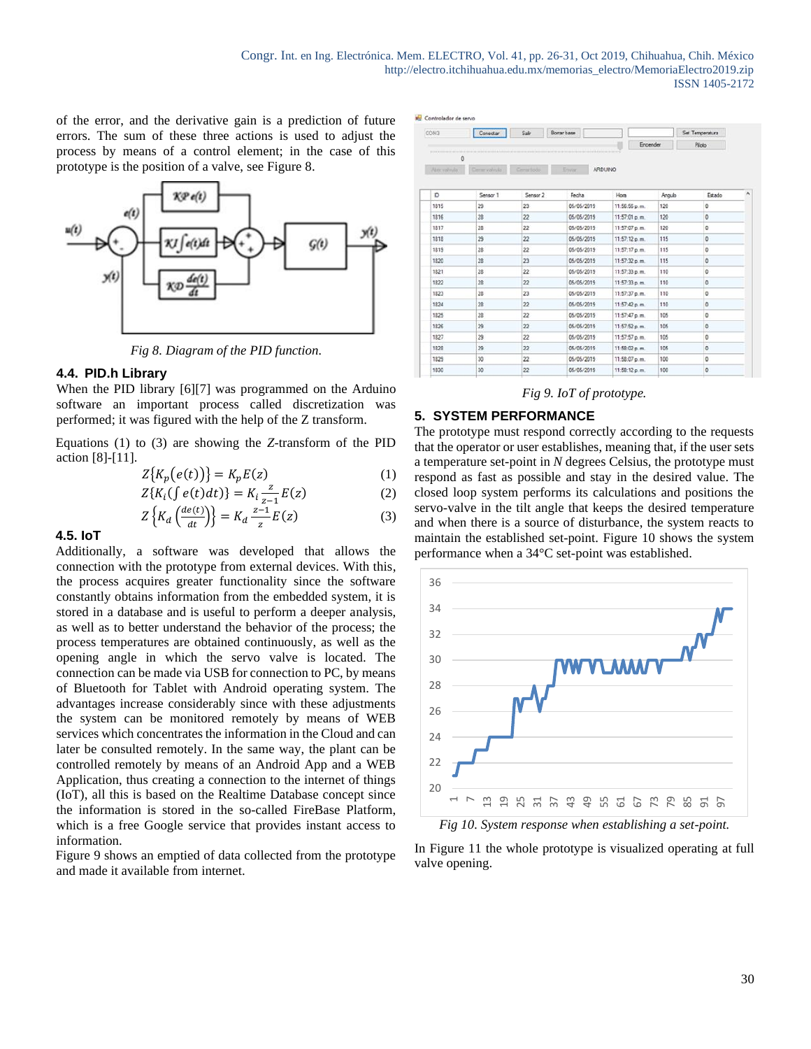of the error, and the derivative gain is a prediction of future errors. The sum of these three actions is used to adjust the process by means of a control element; in the case of this prototype is the position of a valve, see Figure 8.

*Fig 8. Diagram of the PID function.*

### 4.4. PID.h Library

When the PID library [6][7] was programmed on the Arduino software an important process called discretization was performed; it was figured with the help of the Z transform.

Equations (1) to (3) are showing the *Z*-transform of the PID action [8]-[11].

$$Z\{K_p(e(t))\} = K_p E(z) \tag{1}$$

$$Z\{K_i(\int e(t)dt)\} = K_i \frac{z}{z-1} E(z) \tag{2}$$

$$Z\left\{K_d\left(\frac{de(t)}{dt}\right)\right\} = K_d \frac{z-1}{z} E(z) \tag{3}$$

### 4.5. IoT

Additionally, a software was developed that allows the connection with the prototype from external devices. With this, the process acquires greater functionality since the software constantly obtains information from the embedded system, it is stored in a database and is useful to perform a deeper analysis, as well as to better understand the behavior of the process; the process temperatures are obtained continuously, as well as the opening angle in which the servo valve is located. The connection can be made via USB for connection to PC, by means of Bluetooth for Tablet with Android operating system. The advantages increase considerably since with these adjustments the system can be monitored remotely by means of WEB services which concentrates the information in the Cloud and can later be consulted remotely. In the same way, the plant can be controlled remotely by means of an Android App and a WEB Application, thus creating a connection to the internet of things (IoT), all this is based on the Realtime Database concept since the information is stored in the so-called FireBase Platform, which is a free Google service that provides instant access to information.

Figure 9 shows an emptied of data collected from the prototype and made it available from internet.

*Fig 9. IoT of prototype.*

## 5. SYSTEM PERFORMANCE

The prototype must respond correctly according to the requests that the operator or user establishes, meaning that, if the user sets a temperature set-point in *N* degrees Celsius, the prototype must respond as fast as possible and stay in the desired value. The closed loop system performs its calculations and positions the servo-valve in the tilt angle that keeps the desired temperature and when there is a source of disturbance, the system reacts to maintain the established set-point. Figure 10 shows the system performance when a 34°C set-point was established.

*Fig 10. System response when establishing a set-point.*

In Figure 11 the whole prototype is visualized operating at full valve opening.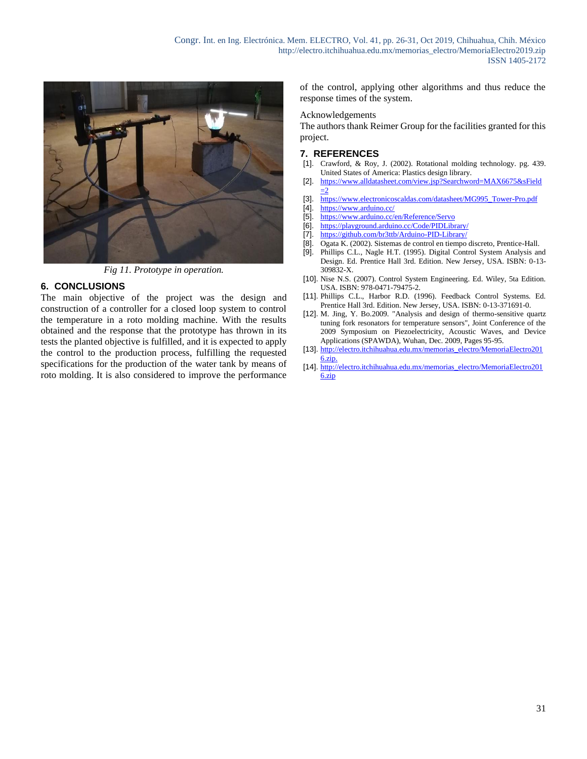Fig 11. *Prototype in operation.*

## 6. CONCLUSIONS

The main objective of the project was the design and construction of a controller for a closed loop system to control the temperature in a roto molding machine. With the results obtained and the response that the prototype has thrown in its tests the planted objective is fulfilled, and it is expected to apply the control to the production process, fulfilling the requested specifications for the production of the water tank by means of roto molding. It is also considered to improve the performance of the control, applying other algorithms and thus reduce the response times of the system.

Acknowledgements

The authors thank Reimer Group for the facilities granted for this project.

## 7. REFERENCES

[1]. Crawford, & Roy, J. (2002). Rotational molding technology. pg. 439. United States of America: Plastics design library.

[2]. https://www.alldatasheet.com/view.jsp?Searchword=MAX6675&sField=2

[3]. https://www.electronicoscaldas.com/datasheet/MG995_Tower-Pro.pdf

[4]. https://www.arduino.cc/

[5]. https://www.arduino.cc/en/Reference/Servo

[6]. https://playground.arduino.cc/Code/PIDLibrary/

[7]. https://github.com/br3ttb/Arduino-PID-Library/

[8]. Ogata K. (2002). Sistemas de control en tiempo discreto, Prentice-Hall.

[9]. Phillips C.L., Nagle H.T. (1995). Digital Control System Analysis and Design. Ed. Prentice Hall 3rd. Edition. New Jersey, USA. ISBN: 0-13-309832-X.

[10]. Nise N.S. (2007). Control System Engineering. Ed. Wiley, 5ta Edition. USA. ISBN: 978-0471-79475-2.

[11]. Phillips C.L., Harbor R.D. (1996). Feedback Control Systems. Ed. Prentice Hall 3rd. Edition. New Jersey, USA. ISBN: 0-13-371691-0.

[12]. M. Jing, Y. Bo.2009. "Analysis and design of thermo-sensitive quartz tuning fork resonators for temperature sensors", Joint Conference of the 2009 Symposium on Piezoelectricity, Acoustic Waves, and Device Applications (SPAWDA), Wuhan, Dec. 2009, Pages 95-95.

[13]. http://electro.itchihuahua.edu.mx/memorias_electro/MemoriaElectro2016.zip.

[14]. http://electro.itchihuahua.edu.mx/memorias_electro/MemoriaElectro2016.zip